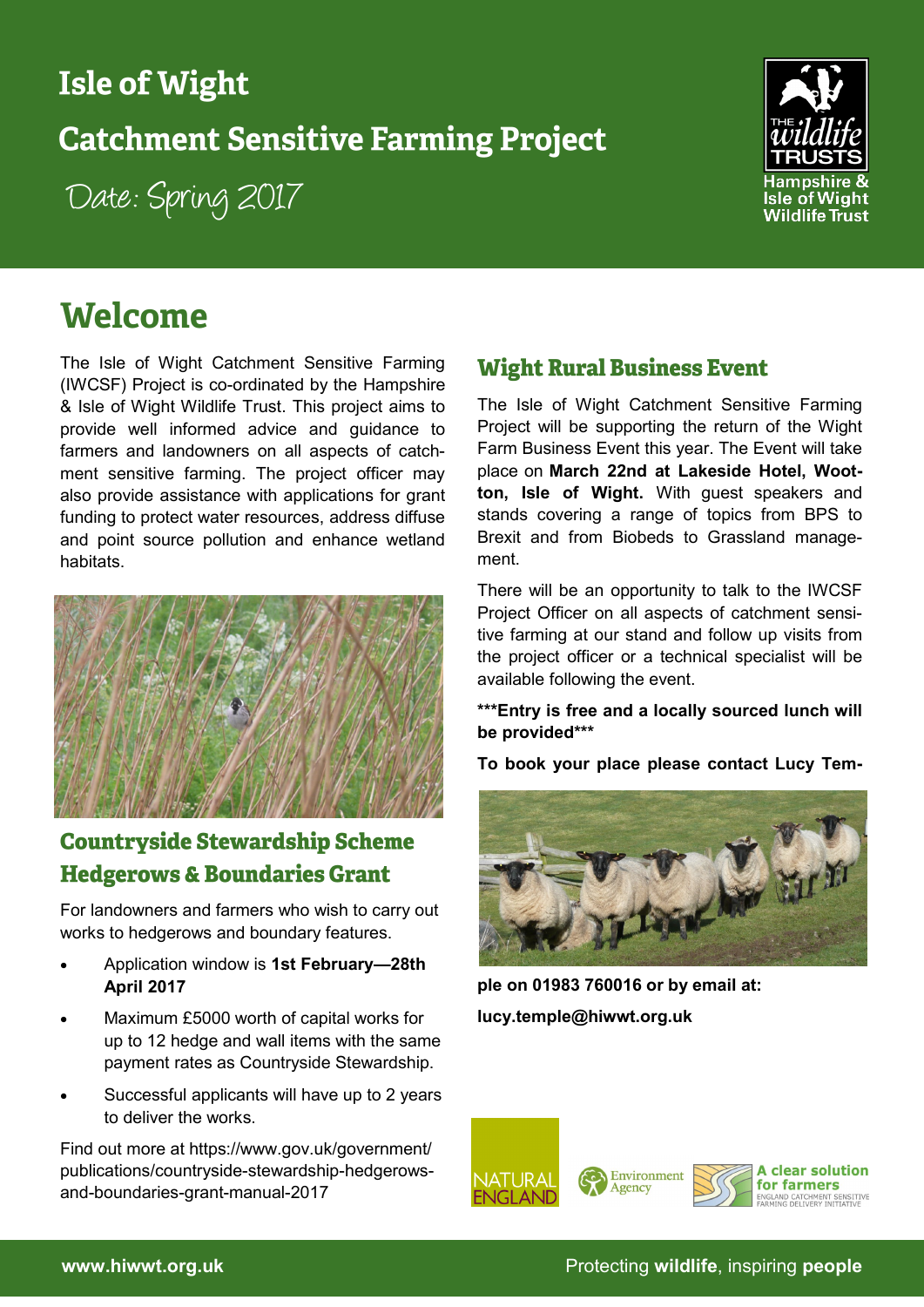# Isle of Wight

# Catchment Sensitive Farming Project

Date: Spring 2017

## Welcome

The Isle of Wight Catchment Sensitive Farming (IWCSF) Project is co-ordinated by the Hampshire & Isle of Wight Wildlife Trust. This project aims to provide well informed advice and guidance to farmers and landowners on all aspects of catchment sensitive farming. The project officer may also provide assistance with applications for grant funding to protect water resources, address diffuse and point source pollution and enhance wetland habitats.

### Countryside Stewardship Scheme Hedgerows & Boundaries Grant

For landowners and farmers who wish to carry out works to hedgerows and boundary features.

- Application window is **1st February—28th April 2017**
- Maximum £5000 worth of capital works for up to 12 hedge and wall items with the same payment rates as Countryside Stewardship.
- Successful applicants will have up to 2 years to deliver the works.

Find out more at https://www.gov.uk/government/publications/countryside-stewardship-hedgerows-and-boundaries-grant-manual-2017

### Wight Rural Business Event

The Isle of Wight Catchment Sensitive Farming Project will be supporting the return of the Wight Farm Business Event this year. The Event will take place on **March 22nd at Lakeside Hotel, Wootton, Isle of Wight.** With guest speakers and stands covering a range of topics from BPS to Brexit and from Biobeds to Grassland management.

There will be an opportunity to talk to the IWCSF Project Officer on all aspects of catchment sensitive farming at our stand and follow up visits from the project officer or a technical specialist will be available following the event.

**\*\*\*Entry is free and a locally sourced lunch will be provided\*\*\***

**To book your place please contact Lucy Temple on 01983 760016 or by email at: lucy.temple@hiwwt.org.uk**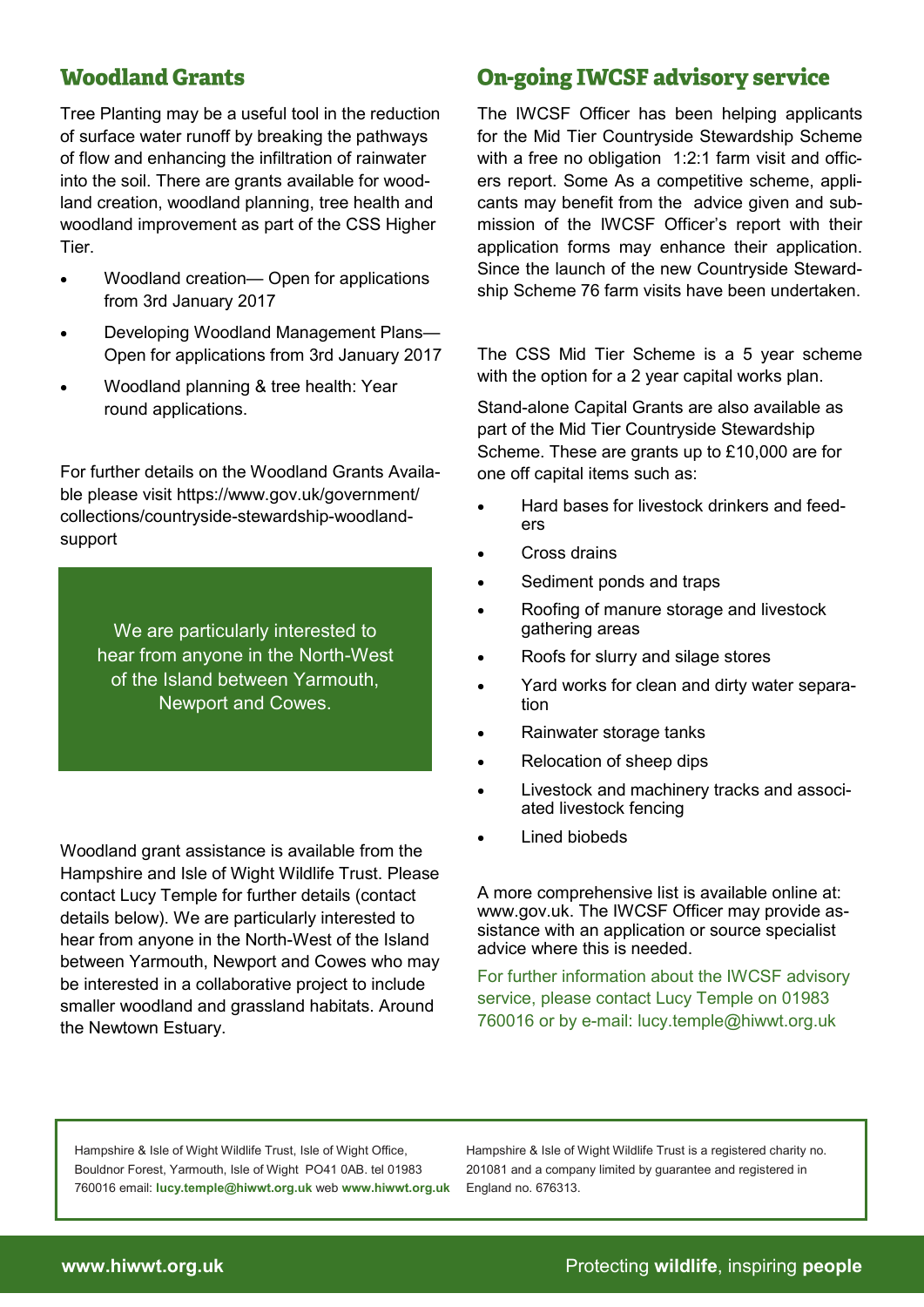## Woodland Grants

Tree Planting may be a useful tool in the reduction of surface water runoff by breaking the pathways of flow and enhancing the infiltration of rainwater into the soil. There are grants available for woodland creation, woodland planning, tree health and woodland improvement as part of the CSS Higher Tier.

- Woodland creation— Open for applications from 3rd January 2017
- Developing Woodland Management Plans— Open for applications from 3rd January 2017
- Woodland planning & tree health: Year round applications.

For further details on the Woodland Grants Available please visit https://www.gov.uk/government/collections/countryside-stewardship-woodland-support

We are particularly interested to hear from anyone in the North-West of the Island between Yarmouth, Newport and Cowes.

Woodland grant assistance is available from the Hampshire and Isle of Wight Wildlife Trust. Please contact Lucy Temple for further details (contact details below). We are particularly interested to hear from anyone in the North-West of the Island between Yarmouth, Newport and Cowes who may be interested in a collaborative project to include smaller woodland and grassland habitats. Around the Newtown Estuary.

## On-going IWCSF advisory service

The IWCSF Officer has been helping applicants for the Mid Tier Countryside Stewardship Scheme with a free no obligation 1:2:1 farm visit and officers report. Some As a competitive scheme, applicants may benefit from the advice given and submission of the IWCSF Officer's report with their application forms may enhance their application. Since the launch of the new Countryside Stewardship Scheme 76 farm visits have been undertaken.

The CSS Mid Tier Scheme is a 5 year scheme with the option for a 2 year capital works plan.

Stand-alone Capital Grants are also available as part of the Mid Tier Countryside Stewardship Scheme. These are grants up to £10,000 are for one off capital items such as:

- Hard bases for livestock drinkers and feeders
- Cross drains
- Sediment ponds and traps
- Roofing of manure storage and livestock gathering areas
- Roofs for slurry and silage stores
- Yard works for clean and dirty water separation
- Rainwater storage tanks
- Relocation of sheep dips
- Livestock and machinery tracks and associated livestock fencing
- Lined biobeds

A more comprehensive list is available online at: www.gov.uk. The IWCSF Officer may provide assistance with an application or source specialist advice where this is needed.

For further information about the IWCSF advisory service, please contact Lucy Temple on 01983 760016 or by e-mail: lucy.temple@hiwwt.org.uk

Hampshire & Isle of Wight Wildlife Trust, Isle of Wight Office, Bouldnor Forest, Yarmouth, Isle of Wight PO41 0AB. tel 01983 760016 email: **lucy.temple@hiwwt.org.uk** web **www.hiwwt.org.uk**

Hampshire & Isle of Wight Wildlife Trust is a registered charity no. 201081 and a company limited by guarantee and registered in England no. 676313.

**www.hiwwt.org.uk** Protecting **wildlife**, inspiring **people**